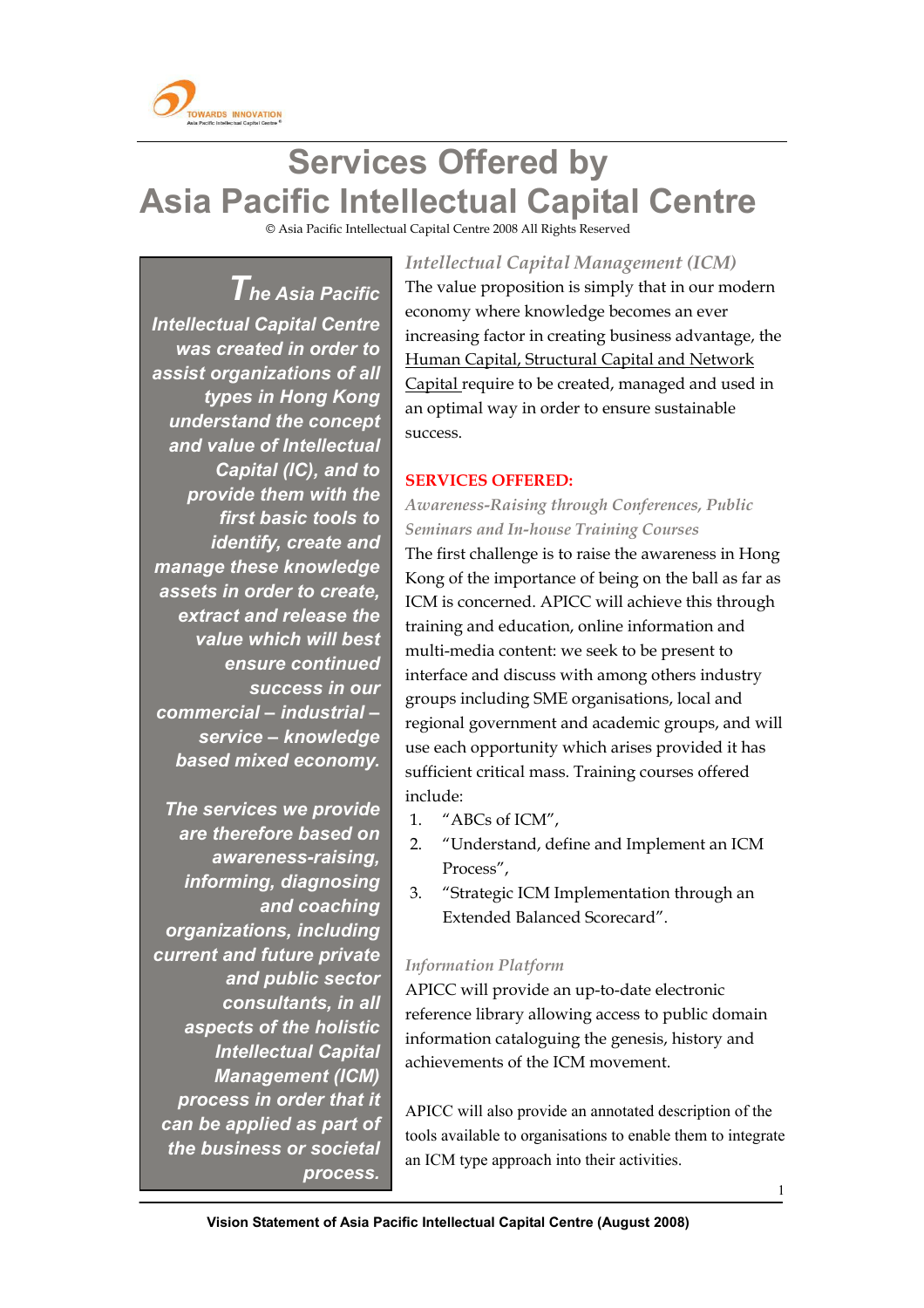# Services Offered by Asia Pacific Intellectual Capital Centre

© Asia Pacific Intellectual Capital Centre 2008 All Rights Reserved

***The Asia Pacific Intellectual Capital Centre was created in order to assist organizations of all types in Hong Kong understand the concept and value of Intellectual Capital (IC), and to provide them with the first basic tools to identify, create and manage these knowledge assets in order to create, extract and release the value which will best ensure continued success in our commercial – industrial – service – knowledge based mixed economy.***

***The services we provide are therefore based on awareness-raising, informing, diagnosing and coaching organizations, including current and future private and public sector consultants, in all aspects of the holistic Intellectual Capital Management (ICM) process in order that it can be applied as part of the business or societal process.***

## *Intellectual Capital Management (ICM)*

The value proposition is simply that in our modern economy where knowledge becomes an ever increasing factor in creating business advantage, the Human Capital, Structural Capital and Network Capital require to be created, managed and used in an optimal way in order to ensure sustainable success.

**SERVICES OFFERED:**

### *Awareness-Raising through Conferences, Public Seminars and In-house Training Courses*

The first challenge is to raise the awareness in Hong Kong of the importance of being on the ball as far as ICM is concerned. APICC will achieve this through training and education, online information and multi-media content: we seek to be present to interface and discuss with among others industry groups including SME organisations, local and regional government and academic groups, and will use each opportunity which arises provided it has sufficient critical mass. Training courses offered include:

1. "ABCs of ICM",
2. "Understand, define and Implement an ICM Process",
3. "Strategic ICM Implementation through an Extended Balanced Scorecard".

### *Information Platform*

APICC will provide an up-to-date electronic reference library allowing access to public domain information cataloguing the genesis, history and achievements of the ICM movement.

APICC will also provide an annotated description of the tools available to organisations to enable them to integrate an ICM type approach into their activities.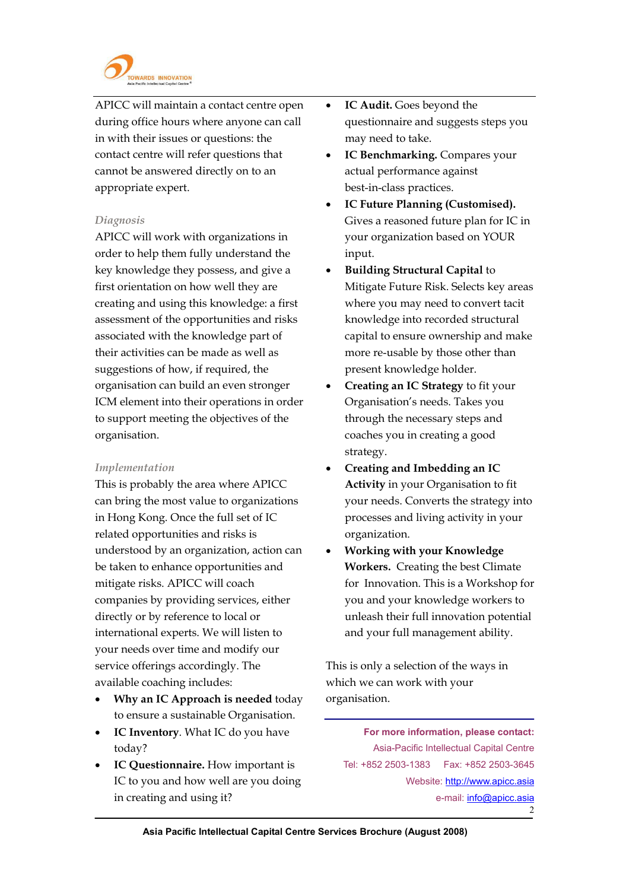APICC will maintain a contact centre open during office hours where anyone can call in with their issues or questions: the contact centre will refer questions that cannot be answered directly on to an appropriate expert.

### *Diagnosis*

APICC will work with organizations in order to help them fully understand the key knowledge they possess, and give a first orientation on how well they are creating and using this knowledge: a first assessment of the opportunities and risks associated with the knowledge part of their activities can be made as well as suggestions of how, if required, the organisation can build an even stronger ICM element into their operations in order to support meeting the objectives of the organisation.

### *Implementation*

This is probably the area where APICC can bring the most value to organizations in Hong Kong. Once the full set of IC related opportunities and risks is understood by an organization, action can be taken to enhance opportunities and mitigate risks. APICC will coach companies by providing services, either directly or by reference to local or international experts. We will listen to your needs over time and modify our service offerings accordingly. The available coaching includes:

- **Why an IC Approach is needed** today to ensure a sustainable Organisation.
- **IC Inventory**. What IC do you have today?
- **IC Questionnaire.** How important is IC to you and how well are you doing in creating and using it?
- **IC Audit.** Goes beyond the questionnaire and suggests steps you may need to take.
- **IC Benchmarking.** Compares your actual performance against best-in-class practices.
- **IC Future Planning (Customised).** Gives a reasoned future plan for IC in your organization based on YOUR input.
- **Building Structural Capital** to Mitigate Future Risk. Selects key areas where you may need to convert tacit knowledge into recorded structural capital to ensure ownership and make more re-usable by those other than present knowledge holder.
- **Creating an IC Strategy** to fit your Organisation's needs. Takes you through the necessary steps and coaches you in creating a good strategy.
- **Creating and Imbedding an IC Activity** in your Organisation to fit your needs. Converts the strategy into processes and living activity in your organization.
- **Working with your Knowledge Workers.** Creating the best Climate for Innovation. This is a Workshop for you and your knowledge workers to unleash their full innovation potential and your full management ability.

This is only a selection of the ways in which we can work with your organisation.

---

**For more information, please contact:**

Asia-Pacific Intellectual Capital Centre

Tel: +852 2503-1383 Fax: +852 2503-3645

Website: http://www.apicc.asia

e-mail: info@apicc.asia